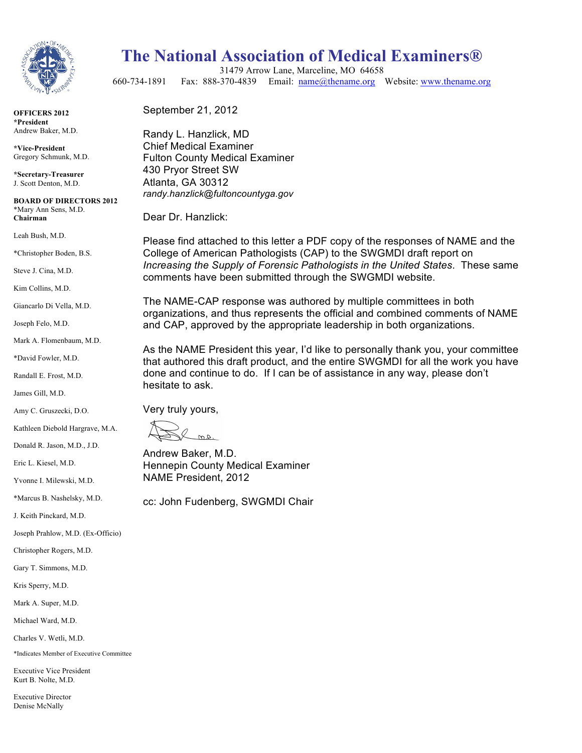# The National Association of Medical Examiners®

31479 Arrow Lane, Marceline, MO 64658

660-734-1891 Fax: 888-370-4839 Email: name@thename.org Website: www.thename.org

**OFFICERS 2012**

***President**
Andrew Baker, M.D.

***Vice-President**
Gregory Schmunk, M.D.

***Secretary-Treasurer**
J. Scott Denton, M.D.

**BOARD OF DIRECTORS 2012**
*Mary Ann Sens, M.D.
**Chairman**

Leah Bush, M.D.

*Christopher Boden, B.S.

Steve J. Cina, M.D.

Kim Collins, M.D.

Giancarlo Di Vella, M.D.

Joseph Felo, M.D.

Mark A. Flomenbaum, M.D.

*David Fowler, M.D.

Randall E. Frost, M.D.

James Gill, M.D.

Amy C. Gruszecki, D.O.

Kathleen Diebold Hargrave, M.A.

Donald R. Jason, M.D., J.D.

Eric L. Kiesel, M.D.

Yvonne I. Milewski, M.D.

*Marcus B. Nashelsky, M.D.

J. Keith Pinckard, M.D.

Joseph Prahlow, M.D. (Ex-Officio)

Christopher Rogers, M.D.

Gary T. Simmons, M.D.

Kris Sperry, M.D.

Mark A. Super, M.D.

Michael Ward, M.D.

Charles V. Wetli, M.D.

*Indicates Member of Executive Committee

Executive Vice President
Kurt B. Nolte, M.D.

Executive Director
Denise McNally

---

September 21, 2012

Randy L. Hanzlick, MD
Chief Medical Examiner
Fulton County Medical Examiner
430 Pryor Street SW
Atlanta, GA 30312
*randy.hanzlick@fultoncountyga.gov*

Dear Dr. Hanzlick:

Please find attached to this letter a PDF copy of the responses of NAME and the College of American Pathologists (CAP) to the SWGMDI draft report on *Increasing the Supply of Forensic Pathologists in the United States*. These same comments have been submitted through the SWGMDI website.

The NAME-CAP response was authored by multiple committees in both organizations, and thus represents the official and combined comments of NAME and CAP, approved by the appropriate leadership in both organizations.

As the NAME President this year, I'd like to personally thank you, your committee that authored this draft product, and the entire SWGMDI for all the work you have done and continue to do. If I can be of assistance in any way, please don't hesitate to ask.

Very truly yours,

Andrew Baker, M.D.
Hennepin County Medical Examiner
NAME President, 2012

cc: John Fudenberg, SWGMDI Chair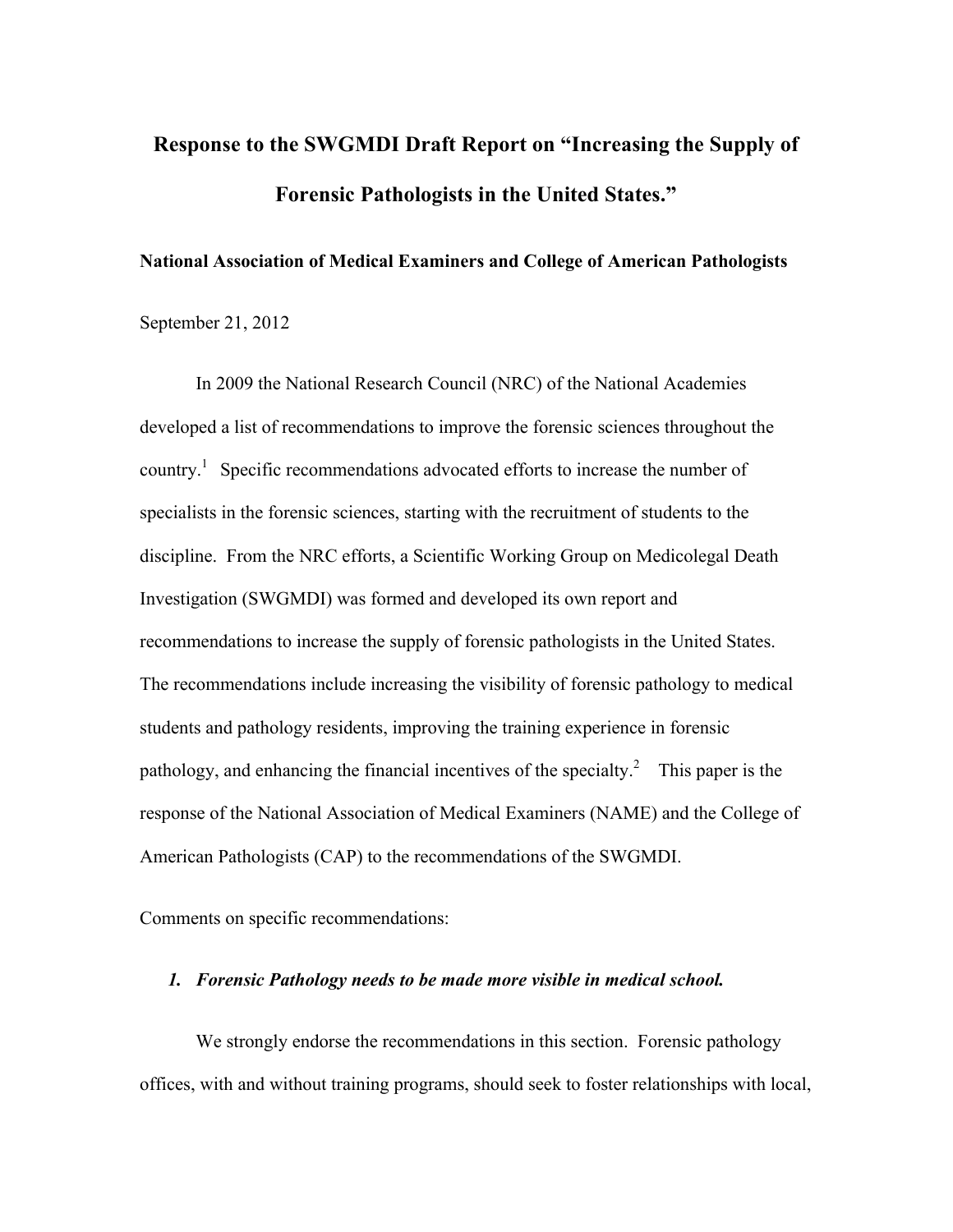# Response to the SWGMDI Draft Report on "Increasing the Supply of Forensic Pathologists in the United States."

**National Association of Medical Examiners and College of American Pathologists**

September 21, 2012

In 2009 the National Research Council (NRC) of the National Academies developed a list of recommendations to improve the forensic sciences throughout the country.[1] Specific recommendations advocated efforts to increase the number of specialists in the forensic sciences, starting with the recruitment of students to the discipline. From the NRC efforts, a Scientific Working Group on Medicolegal Death Investigation (SWGMDI) was formed and developed its own report and recommendations to increase the supply of forensic pathologists in the United States. The recommendations include increasing the visibility of forensic pathology to medical students and pathology residents, improving the training experience in forensic pathology, and enhancing the financial incentives of the specialty.[2] This paper is the response of the National Association of Medical Examiners (NAME) and the College of American Pathologists (CAP) to the recommendations of the SWGMDI.

Comments on specific recommendations:

1. ***Forensic Pathology needs to be made more visible in medical school.***

We strongly endorse the recommendations in this section. Forensic pathology offices, with and without training programs, should seek to foster relationships with local,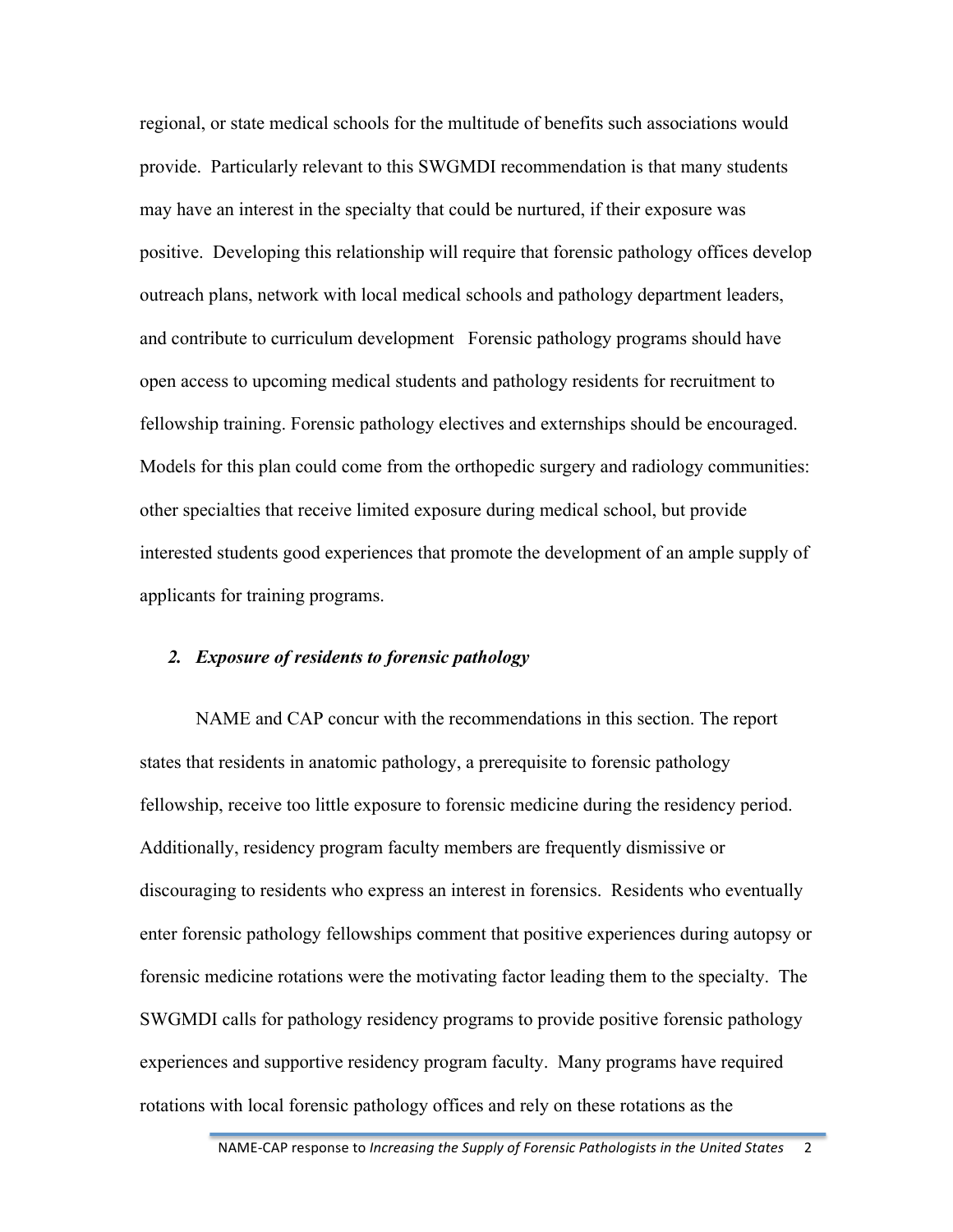regional, or state medical schools for the multitude of benefits such associations would provide. Particularly relevant to this SWGMDI recommendation is that many students may have an interest in the specialty that could be nurtured, if their exposure was positive. Developing this relationship will require that forensic pathology offices develop outreach plans, network with local medical schools and pathology department leaders, and contribute to curriculum development  Forensic pathology programs should have open access to upcoming medical students and pathology residents for recruitment to fellowship training. Forensic pathology electives and externships should be encouraged. Models for this plan could come from the orthopedic surgery and radiology communities: other specialties that receive limited exposure during medical school, but provide interested students good experiences that promote the development of an ample supply of applicants for training programs.

### 2. *Exposure of residents to forensic pathology*

NAME and CAP concur with the recommendations in this section. The report states that residents in anatomic pathology, a prerequisite to forensic pathology fellowship, receive too little exposure to forensic medicine during the residency period. Additionally, residency program faculty members are frequently dismissive or discouraging to residents who express an interest in forensics. Residents who eventually enter forensic pathology fellowships comment that positive experiences during autopsy or forensic medicine rotations were the motivating factor leading them to the specialty. The SWGMDI calls for pathology residency programs to provide positive forensic pathology experiences and supportive residency program faculty. Many programs have required rotations with local forensic pathology offices and rely on these rotations as the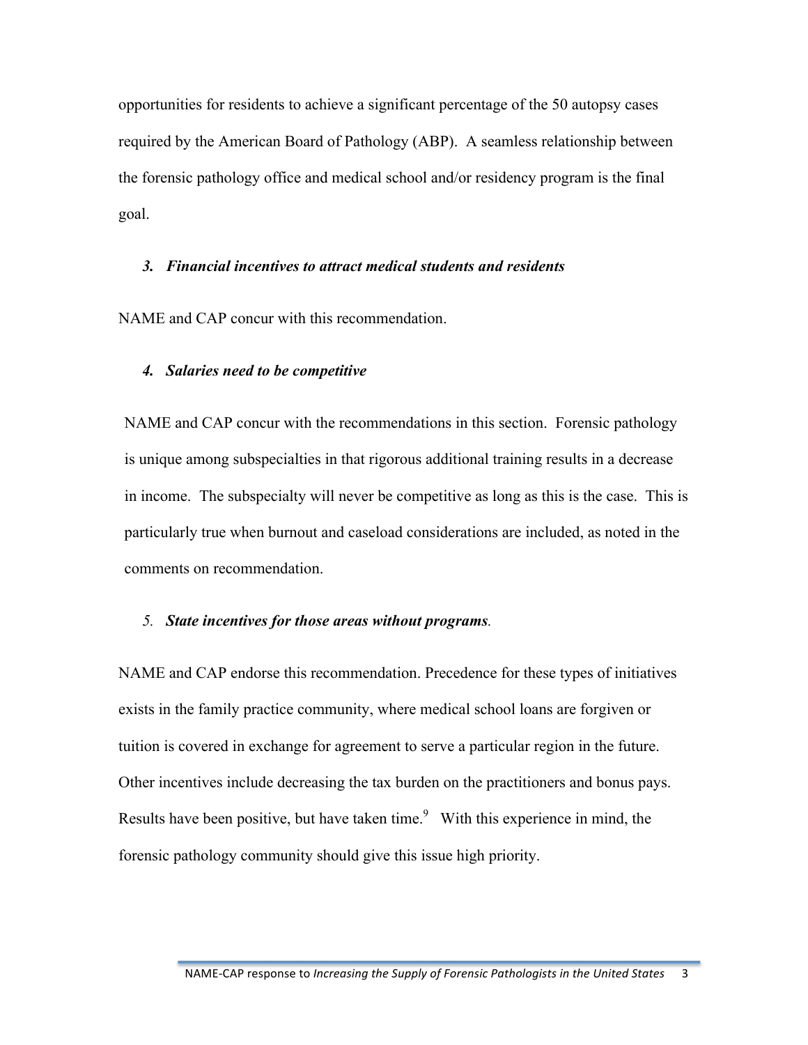opportunities for residents to achieve a significant percentage of the 50 autopsy cases required by the American Board of Pathology (ABP). A seamless relationship between the forensic pathology office and medical school and/or residency program is the final goal.

### *3. Financial incentives to attract medical students and residents*

NAME and CAP concur with this recommendation.

### *4. Salaries need to be competitive*

NAME and CAP concur with the recommendations in this section. Forensic pathology is unique among subspecialties in that rigorous additional training results in a decrease in income. The subspecialty will never be competitive as long as this is the case. This is particularly true when burnout and caseload considerations are included, as noted in the comments on recommendation.

### *5. State incentives for those areas without programs.*

NAME and CAP endorse this recommendation. Precedence for these types of initiatives exists in the family practice community, where medical school loans are forgiven or tuition is covered in exchange for agreement to serve a particular region in the future. Other incentives include decreasing the tax burden on the practitioners and bonus pays. Results have been positive, but have taken time.[9] With this experience in mind, the forensic pathology community should give this issue high priority.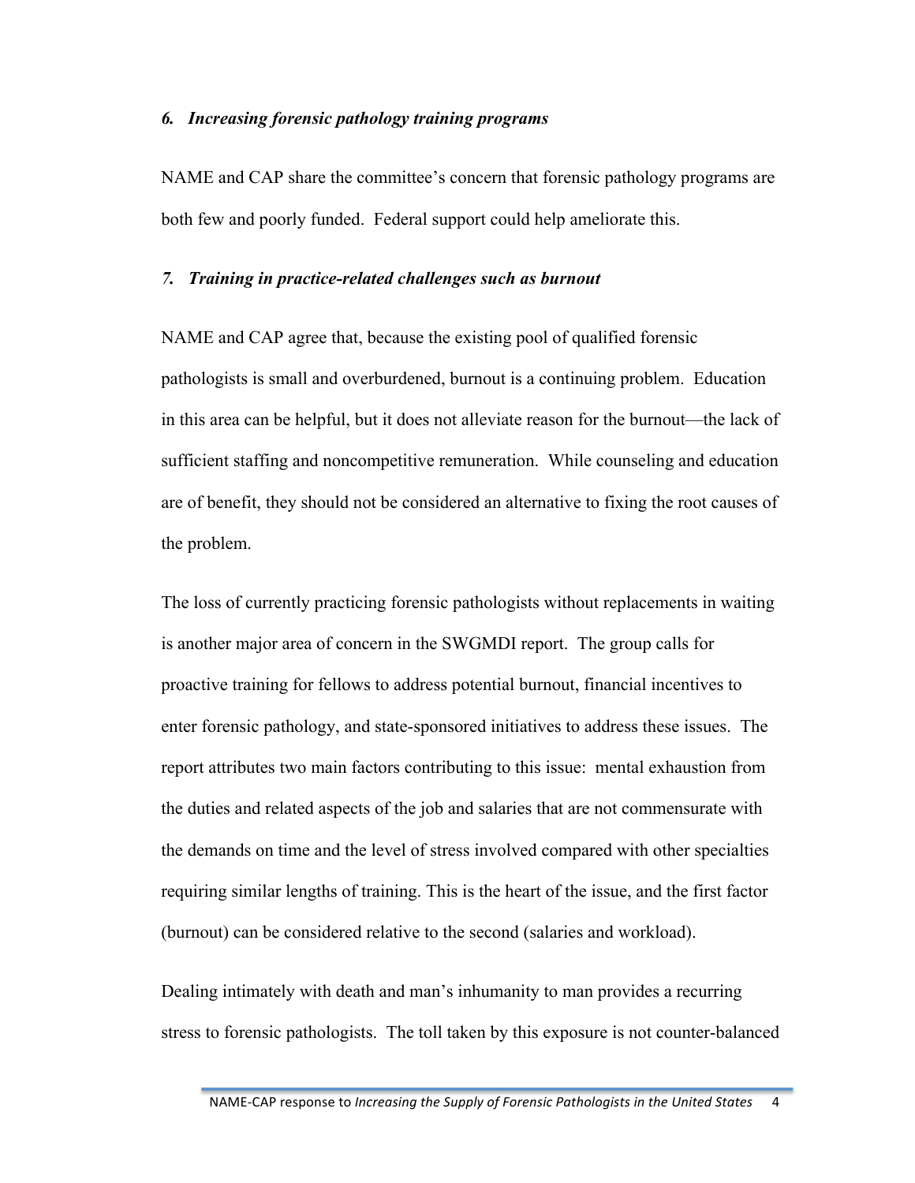### *6. Increasing forensic pathology training programs*

NAME and CAP share the committee's concern that forensic pathology programs are both few and poorly funded. Federal support could help ameliorate this.

### *7. Training in practice-related challenges such as burnout*

NAME and CAP agree that, because the existing pool of qualified forensic pathologists is small and overburdened, burnout is a continuing problem. Education in this area can be helpful, but it does not alleviate reason for the burnout—the lack of sufficient staffing and noncompetitive remuneration. While counseling and education are of benefit, they should not be considered an alternative to fixing the root causes of the problem.

The loss of currently practicing forensic pathologists without replacements in waiting is another major area of concern in the SWGMDI report. The group calls for proactive training for fellows to address potential burnout, financial incentives to enter forensic pathology, and state-sponsored initiatives to address these issues. The report attributes two main factors contributing to this issue: mental exhaustion from the duties and related aspects of the job and salaries that are not commensurate with the demands on time and the level of stress involved compared with other specialties requiring similar lengths of training. This is the heart of the issue, and the first factor (burnout) can be considered relative to the second (salaries and workload).

Dealing intimately with death and man's inhumanity to man provides a recurring stress to forensic pathologists. The toll taken by this exposure is not counter-balanced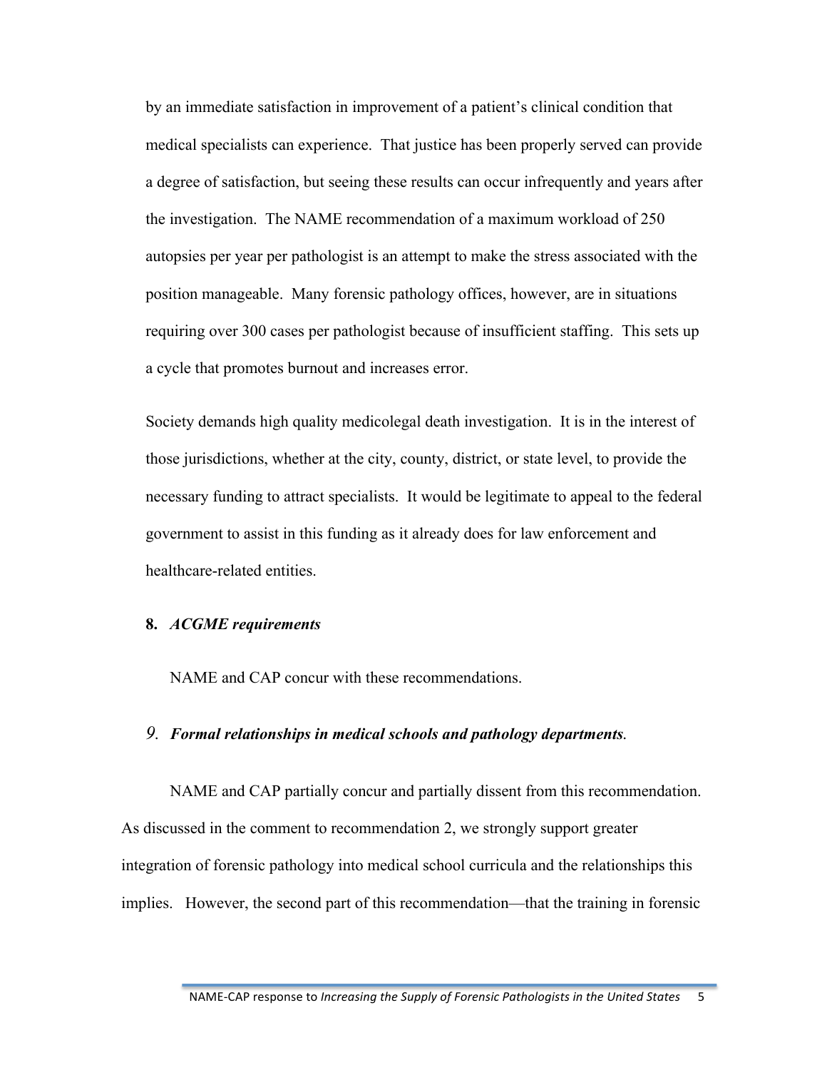by an immediate satisfaction in improvement of a patient's clinical condition that medical specialists can experience. That justice has been properly served can provide a degree of satisfaction, but seeing these results can occur infrequently and years after the investigation. The NAME recommendation of a maximum workload of 250 autopsies per year per pathologist is an attempt to make the stress associated with the position manageable. Many forensic pathology offices, however, are in situations requiring over 300 cases per pathologist because of insufficient staffing. This sets up a cycle that promotes burnout and increases error.

Society demands high quality medicolegal death investigation. It is in the interest of those jurisdictions, whether at the city, county, district, or state level, to provide the necessary funding to attract specialists. It would be legitimate to appeal to the federal government to assist in this funding as it already does for law enforcement and healthcare-related entities.

**8.** ***ACGME requirements***

NAME and CAP concur with these recommendations.

*9.* ***Formal relationships in medical schools and pathology departments.***

NAME and CAP partially concur and partially dissent from this recommendation. As discussed in the comment to recommendation 2, we strongly support greater integration of forensic pathology into medical school curricula and the relationships this implies. However, the second part of this recommendation—that the training in forensic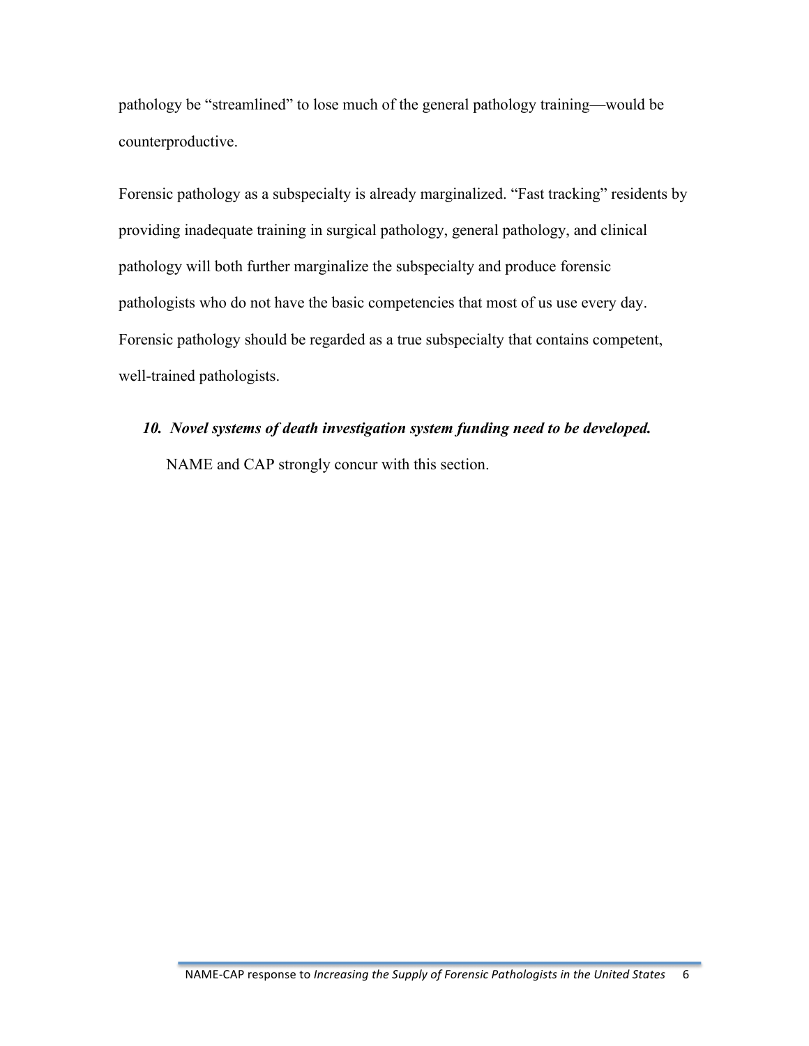pathology be "streamlined" to lose much of the general pathology training—would be counterproductive.

Forensic pathology as a subspecialty is already marginalized. "Fast tracking" residents by providing inadequate training in surgical pathology, general pathology, and clinical pathology will both further marginalize the subspecialty and produce forensic pathologists who do not have the basic competencies that most of us use every day. Forensic pathology should be regarded as a true subspecialty that contains competent, well-trained pathologists.

10. ***Novel systems of death investigation system funding need to be developed.***

NAME and CAP strongly concur with this section.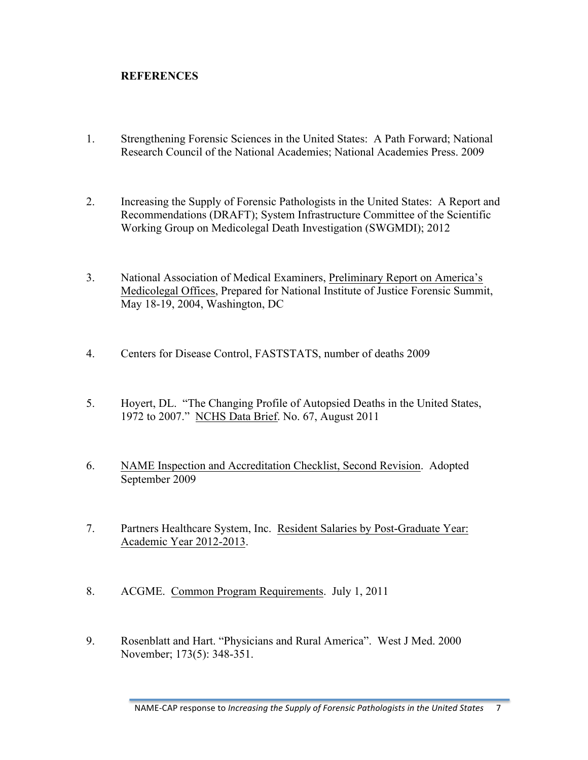## REFERENCES

1. Strengthening Forensic Sciences in the United States: A Path Forward; National Research Council of the National Academies; National Academies Press. 2009

2. Increasing the Supply of Forensic Pathologists in the United States: A Report and Recommendations (DRAFT); System Infrastructure Committee of the Scientific Working Group on Medicolegal Death Investigation (SWGMDI); 2012

3. National Association of Medical Examiners, Preliminary Report on America's Medicolegal Offices, Prepared for National Institute of Justice Forensic Summit, May 18-19, 2004, Washington, DC

4. Centers for Disease Control, FASTSTATS, number of deaths 2009

5. Hoyert, DL. "The Changing Profile of Autopsied Deaths in the United States, 1972 to 2007." NCHS Data Brief. No. 67, August 2011

6. NAME Inspection and Accreditation Checklist, Second Revision. Adopted September 2009

7. Partners Healthcare System, Inc. Resident Salaries by Post-Graduate Year: Academic Year 2012-2013.

8. ACGME. Common Program Requirements. July 1, 2011

9. Rosenblatt and Hart. "Physicians and Rural America". West J Med. 2000 November; 173(5): 348-351.